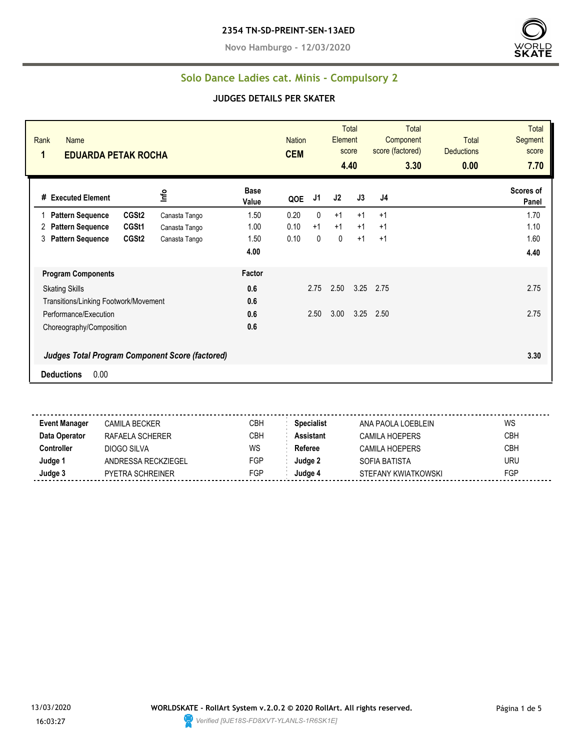**2354 TN-SD-PREINT-SEN-13AED**

**Novo Hamburgo - 12/03/2020**

## Solo Dance Ladies cat. Minis - Compulsory 2

### JUDGES DETAILS PER SKATER

| Rank | Name | Nation | Total Element score | Total Component score (factored) | Total Deductions | Total Segment score |
|---|---|---|---|---|---|---|
| 1 | EDUARDA PETAK ROCHA | CEM | 4.40 | 3.30 | 0.00 | 7.70 |

| # | Executed Element | | Info | Base Value | QOE | J1 | J2 | J3 | J4 | Scores of Panel |
|---|---|---|---|---|---|---|---|---|---|---|
| 1 | Pattern Sequence | CGSt2 | Canasta Tango | 1.50 | 0.20 | 0 | +1 | +1 | +1 | 1.70 |
| 2 | Pattern Sequence | CGSt1 | Canasta Tango | 1.00 | 0.10 | +1 | +1 | +1 | +1 | 1.10 |
| 3 | Pattern Sequence | CGSt2 | Canasta Tango | 1.50 | 0.10 | 0 | 0 | +1 | +1 | 1.60 |
| | | | | 4.00 | | | | | | 4.40 |

| Program Components | Factor | J1 | J2 | J3 | J4 | Scores of Panel |
|---|---|---|---|---|---|---|
| Skating Skills | 0.6 | 2.75 | 2.50 | 3.25 | 2.75 | 2.75 |
| Transitions/Linking Footwork/Movement | 0.6 | | | | | |
| Performance/Execution | 0.6 | 2.50 | 3.00 | 3.25 | 2.50 | 2.75 |
| Choreography/Composition | 0.6 | | | | | |
| *Judges Total Program Component Score (factored)* | | | | | | 3.30 |

**Deductions** 0.00

| | | | | | |
|---|---|---|---|---|---|
| **Event Manager** | CAMILA BECKER | CBH | **Specialist** | ANA PAOLA LOEBLEIN | WS |
| **Data Operator** | RAFAELA SCHERER | CBH | **Assistant** | CAMILA HOEPERS | CBH |
| **Controller** | DIOGO SILVA | WS | **Referee** | CAMILA HOEPERS | CBH |
| **Judge 1** | ANDRESSA RECKZIEGEL | FGP | **Judge 2** | SOFIA BATISTA | URU |
| **Judge 3** | PYETRA SCHREINER | FGP | **Judge 4** | STEFANY KWIATKOWSKI | FGP |

13/03/2020 16:03:27

**WORLDSKATE - RollArt System v.2.0.2 © 2020 RollArt. All rights reserved.**

*Verified [9JE18S-FD8XVT-YLANLS-1R6SK1E]*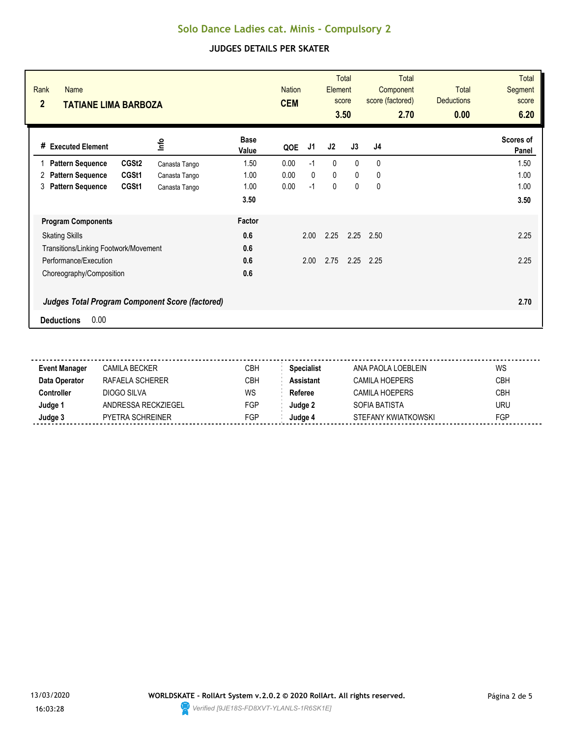# Solo Dance Ladies cat. Minis - Compulsory 2

## JUDGES DETAILS PER SKATER

| Rank | Name | Nation | Total Element score | Total Component score (factored) | Total Deductions | Total Segment score |
|---|---|---|---|---|---|---|
| **2** | **TATIANE LIMA BARBOZA** | **CEM** | **3.50** | **2.70** | **0.00** | **6.20** |

| # | Executed Element | | Info | Base Value | QOE | J1 | J2 | J3 | J4 | Scores of Panel |
|---|---|---|---|---|---|---|---|---|---|---|
| 1 | **Pattern Sequence** | **CGSt2** | Canasta Tango | 1.50 | 0.00 | -1 | 0 | 0 | 0 | 1.50 |
| 2 | **Pattern Sequence** | **CGSt1** | Canasta Tango | 1.00 | 0.00 | 0 | 0 | 0 | 0 | 1.00 |
| 3 | **Pattern Sequence** | **CGSt1** | Canasta Tango | 1.00 | 0.00 | -1 | 0 | 0 | 0 | 1.00 |
| | | | | **3.50** | | | | | | **3.50** |

| **Program Components** | **Factor** | J1 | J2 | J3 | J4 | |
|---|---|---|---|---|---|---|
| Skating Skills | **0.6** | 2.00 | 2.25 | 2.25 | 2.50 | 2.25 |
| Transitions/Linking Footwork/Movement | **0.6** | | | | | |
| Performance/Execution | **0.6** | 2.00 | 2.75 | 2.25 | 2.25 | 2.25 |
| Choreography/Composition | **0.6** | | | | | |
| ***Judges Total Program Component Score (factored)*** | | | | | | **2.70** |

**Deductions** 0.00

| | | | | | |
|---|---|---|---|---|---|
| **Event Manager** | CAMILA BECKER | CBH | **Specialist** | ANA PAOLA LOEBLEIN | WS |
| **Data Operator** | RAFAELA SCHERER | CBH | **Assistant** | CAMILA HOEPERS | CBH |
| **Controller** | DIOGO SILVA | WS | **Referee** | CAMILA HOEPERS | CBH |
| **Judge 1** | ANDRESSA RECKZIEGEL | FGP | **Judge 2** | SOFIA BATISTA | URU |
| **Judge 3** | PYETRA SCHREINER | FGP | **Judge 4** | STEFANY KWIATKOWSKI | FGP |

13/03/2020 16:03:28

**WORLDSKATE - RollArt System v.2.0.2 © 2020 RollArt. All rights reserved.**

*Verified [9JE18S-FD8XVT-YLANLS-1R6SK1E]*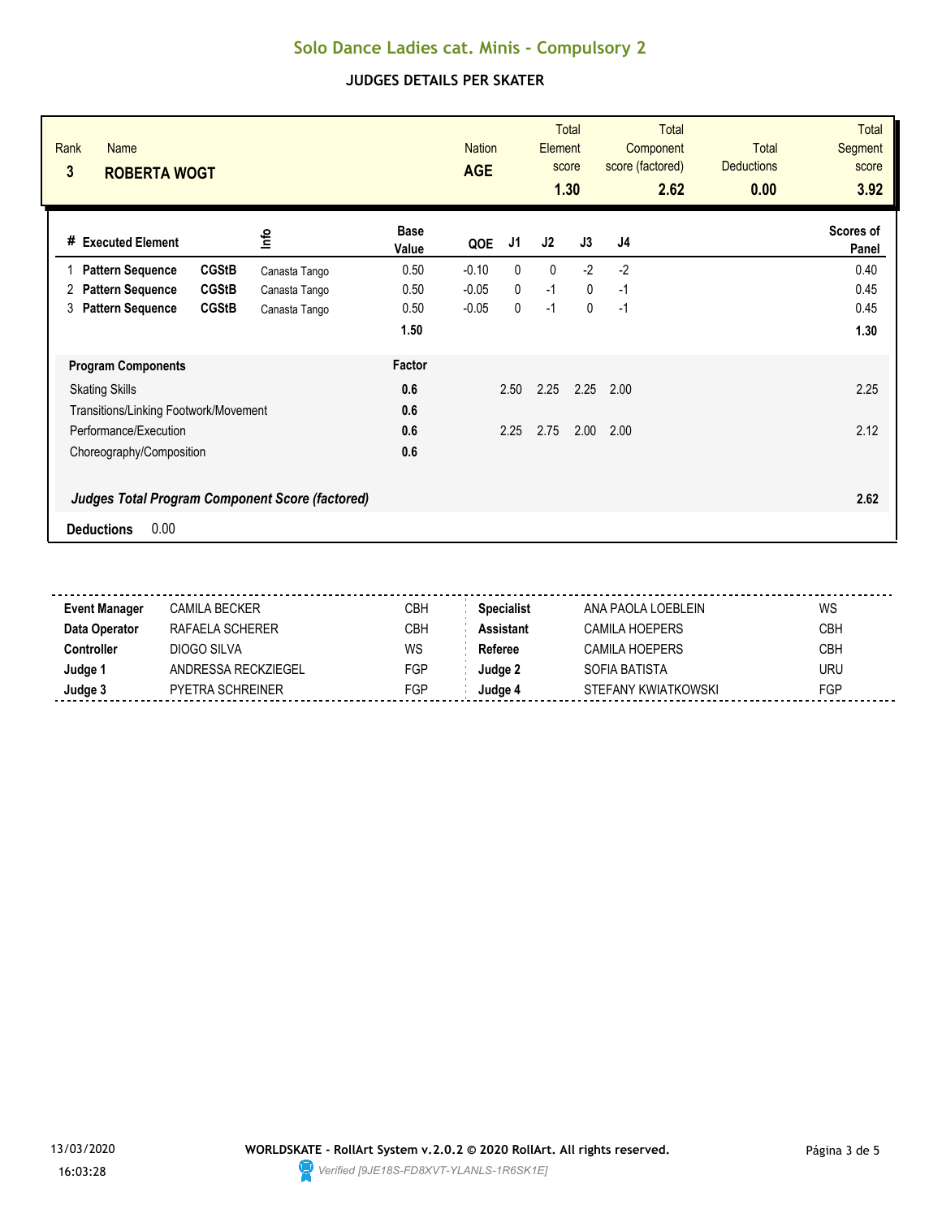# Solo Dance Ladies cat. Minis - Compulsory 2

## JUDGES DETAILS PER SKATER

| Rank | Name | Nation | Total Element score | Total Component score (factored) | Total Deductions | Total Segment score |
|---|---|---|---|---|---|---|
| 3 | ROBERTA WOGT | AGE | 1.30 | 2.62 | 0.00 | 3.92 |

| # | Executed Element | | Info | Base Value | QOE | J1 | J2 | J3 | J4 | Scores of Panel |
|---|---|---|---|---|---|---|---|---|---|---|
| 1 | Pattern Sequence | CGStB | Canasta Tango | 0.50 | -0.10 | 0 | 0 | -2 | -2 | 0.40 |
| 2 | Pattern Sequence | CGStB | Canasta Tango | 0.50 | -0.05 | 0 | -1 | 0 | -1 | 0.45 |
| 3 | Pattern Sequence | CGStB | Canasta Tango | 0.50 | -0.05 | 0 | -1 | 0 | -1 | 0.45 |
| | | | | 1.50 | | | | | | 1.30 |

| Program Components | Factor | J1 | J2 | J3 | J4 | |
|---|---|---|---|---|---|---|
| Skating Skills | 0.6 | 2.50 | 2.25 | 2.25 | 2.00 | 2.25 |
| Transitions/Linking Footwork/Movement | 0.6 | | | | | |
| Performance/Execution | 0.6 | 2.25 | 2.75 | 2.00 | 2.00 | 2.12 |
| Choreography/Composition | 0.6 | | | | | |

***Judges Total Program Component Score (factored)*** **2.62**

**Deductions** 0.00

| | | | | | |
|---|---|---|---|---|---|
| **Event Manager** | CAMILA BECKER | CBH | **Specialist** | ANA PAOLA LOEBLEIN | WS |
| **Data Operator** | RAFAELA SCHERER | CBH | **Assistant** | CAMILA HOEPERS | CBH |
| **Controller** | DIOGO SILVA | WS | **Referee** | CAMILA HOEPERS | CBH |
| **Judge 1** | ANDRESSA RECKZIEGEL | FGP | **Judge 2** | SOFIA BATISTA | URU |
| **Judge 3** | PYETRA SCHREINER | FGP | **Judge 4** | STEFANY KWIATKOWSKI | FGP |

13/03/2020 16:03:28

**WORLDSKATE - RollArt System v.2.0.2 © 2020 RollArt. All rights reserved.**

*Verified [9JE18S-FD8XVT-YLANLS-1R6SK1E]*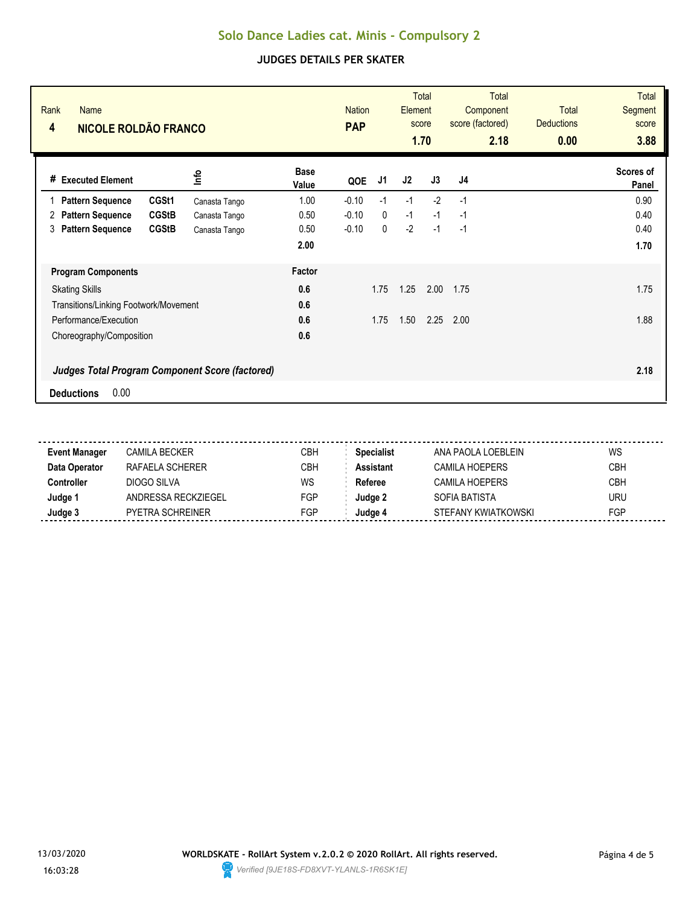# Solo Dance Ladies cat. Minis - Compulsory 2

## JUDGES DETAILS PER SKATER

| Rank | Name | Nation | Total Element score | Total Component score (factored) | Total Deductions | Total Segment score |
|---|---|---|---|---|---|---|
| 4 | NICOLE ROLDÃO FRANCO | PAP | 1.70 | 2.18 | 0.00 | 3.88 |

| # | Executed Element | | Info | Base Value | QOE | J1 | J2 | J3 | J4 | Scores of Panel |
|---|---|---|---|---|---|---|---|---|---|---|
| 1 | Pattern Sequence | CGSt1 | Canasta Tango | 1.00 | -0.10 | -1 | -1 | -2 | -1 | 0.90 |
| 2 | Pattern Sequence | CGStB | Canasta Tango | 0.50 | -0.10 | 0 | -1 | -1 | -1 | 0.40 |
| 3 | Pattern Sequence | CGStB | Canasta Tango | 0.50 | -0.10 | 0 | -2 | -1 | -1 | 0.40 |
| | | | | 2.00 | | | | | | 1.70 |

| Program Components | Factor | J1 | J2 | J3 | J4 | Scores of Panel |
|---|---|---|---|---|---|---|
| Skating Skills | 0.6 | 1.75 | 1.25 | 2.00 | 1.75 | 1.75 |
| Transitions/Linking Footwork/Movement | 0.6 | | | | | |
| Performance/Execution | 0.6 | 1.75 | 1.50 | 2.25 | 2.00 | 1.88 |
| Choreography/Composition | 0.6 | | | | | |
| ***Judges Total Program Component Score (factored)*** | | | | | | **2.18** |

**Deductions** 0.00

| | | | | | |
|---|---|---|---|---|---|
| **Event Manager** | CAMILA BECKER | CBH | **Specialist** | ANA PAOLA LOEBLEIN | WS |
| **Data Operator** | RAFAELA SCHERER | CBH | **Assistant** | CAMILA HOEPERS | CBH |
| **Controller** | DIOGO SILVA | WS | **Referee** | CAMILA HOEPERS | CBH |
| **Judge 1** | ANDRESSA RECKZIEGEL | FGP | **Judge 2** | SOFIA BATISTA | URU |
| **Judge 3** | PYETRA SCHREINER | FGP | **Judge 4** | STEFANY KWIATKOWSKI | FGP |

13/03/2020 16:03:28

**WORLDSKATE - RollArt System v.2.0.2 © 2020 RollArt. All rights reserved.**

*Verified [9JE18S-FD8XVT-YLANLS-1R6SK1E]*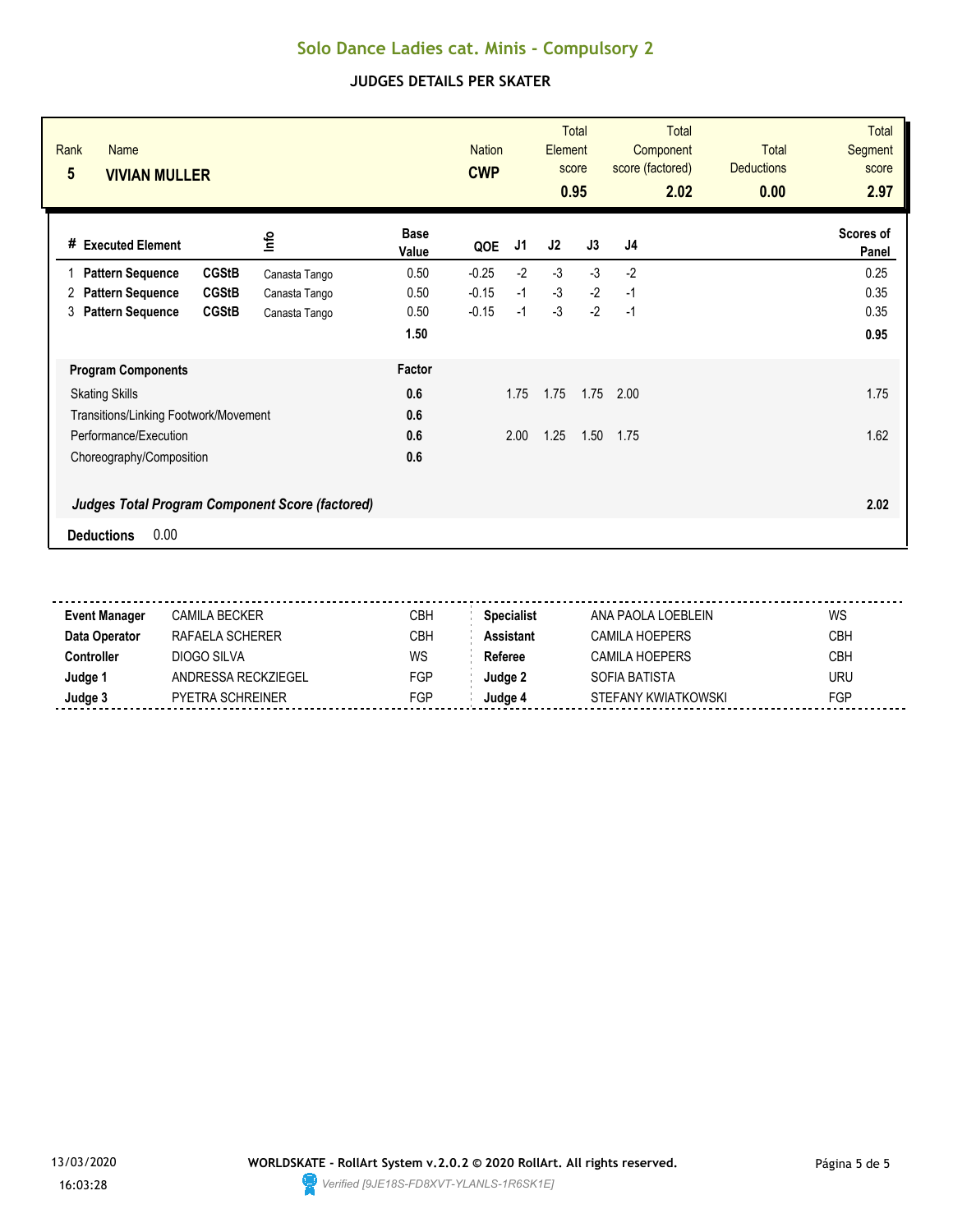# Solo Dance Ladies cat. Minis - Compulsory 2

## JUDGES DETAILS PER SKATER

| Rank | Name | Nation | Total Element score | Total Component score (factored) | Total Deductions | Total Segment score |
|---|---|---|---|---|---|---|
| 5 | **VIVIAN MULLER** | **CWP** | **0.95** | **2.02** | **0.00** | **2.97** |

| # | Executed Element | | Info | Base Value | QOE | J1 | J2 | J3 | J4 | Scores of Panel |
|---|---|---|---|---|---|---|---|---|---|---|
| 1 | **Pattern Sequence** | **CGStB** | Canasta Tango | 0.50 | -0.25 | -2 | -3 | -3 | -2 | 0.25 |
| 2 | **Pattern Sequence** | **CGStB** | Canasta Tango | 0.50 | -0.15 | -1 | -3 | -2 | -1 | 0.35 |
| 3 | **Pattern Sequence** | **CGStB** | Canasta Tango | 0.50 | -0.15 | -1 | -3 | -2 | -1 | 0.35 |
| | | | | **1.50** | | | | | | **0.95** |

| **Program Components** | **Factor** | J1 | J2 | J3 | J4 | |
|---|---|---|---|---|---|---|
| Skating Skills | **0.6** | 1.75 | 1.75 | 1.75 | 2.00 | 1.75 |
| Transitions/Linking Footwork/Movement | **0.6** | | | | | |
| Performance/Execution | **0.6** | 2.00 | 1.25 | 1.50 | 1.75 | 1.62 |
| Choreography/Composition | **0.6** | | | | | |
| ***Judges Total Program Component Score (factored)*** | | | | | | **2.02** |

**Deductions** 0.00

| | | | | | |
|---|---|---|---|---|---|
| **Event Manager** | CAMILA BECKER | CBH | **Specialist** | ANA PAOLA LOEBLEIN | WS |
| **Data Operator** | RAFAELA SCHERER | CBH | **Assistant** | CAMILA HOEPERS | CBH |
| **Controller** | DIOGO SILVA | WS | **Referee** | CAMILA HOEPERS | CBH |
| **Judge 1** | ANDRESSA RECKZIEGEL | FGP | **Judge 2** | SOFIA BATISTA | URU |
| **Judge 3** | PYETRA SCHREINER | FGP | **Judge 4** | STEFANY KWIATKOWSKI | FGP |

13/03/2020 16:03:28

**WORLDSKATE - RollArt System v.2.0.2 © 2020 RollArt. All rights reserved.**

*Verified [9JE18S-FD8XVT-YLANLS-1R6SK1E]*